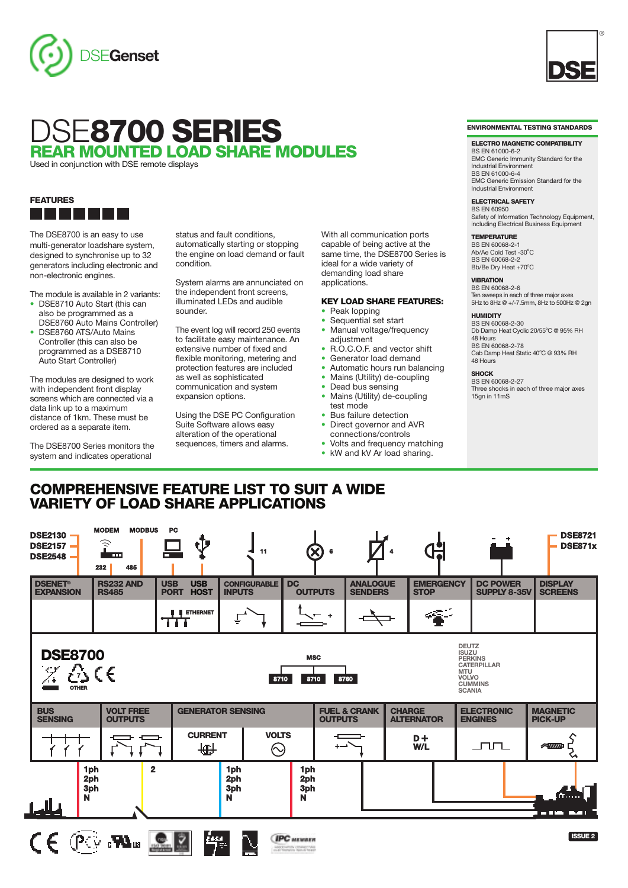DSEGenset

# DSE8700 SERIES

## REAR MOUNTED LOAD SHARE MODULES

Used in conjunction with DSE remote displays

### FEATURES

The DSE8700 is an easy to use multi-generator loadshare system, designed to synchronise up to 32 generators including electronic and non-electronic engines.

The module is available in 2 variants:

- DSE8710 Auto Start (this can also be programmed as a DSE8760 Auto Mains Controller)
- DSE8760 ATS/Auto Mains Controller (this can also be programmed as a DSE8710 Auto Start Controller)

The modules are designed to work with independent front display screens which are connected via a data link up to a maximum distance of 1km. These must be ordered as a separate item.

The DSE8700 Series monitors the system and indicates operational status and fault conditions, automatically starting or stopping the engine on load demand or fault condition.

System alarms are annunciated on the independent front screens, illuminated LEDs and audible sounder.

The event log will record 250 events to facilitate easy maintenance. An extensive number of fixed and flexible monitoring, metering and protection features are included as well as sophisticated communication and system expansion options.

Using the DSE PC Configuration Suite Software allows easy alteration of the operational sequences, timers and alarms.

With all communication ports capable of being active at the same time, the DSE8700 Series is ideal for a wide variety of demanding load share applications.

### KEY LOAD SHARE FEATURES:

- Peak lopping
- Sequential set start
- Manual voltage/frequency adjustment
- R.O.C.O.F. and vector shift
- Generator load demand
- Automatic hours run balancing
- Mains (Utility) de-coupling
- Dead bus sensing
- Mains (Utility) de-coupling test mode
- Bus failure detection
- Direct governor and AVR connections/controls
- Volts and frequency matching
- kW and kV Ar load sharing.

### ENVIRONMENTAL TESTING STANDARDS

**ELECTRO MAGNETIC COMPATIBILITY**
BS EN 61000-6-2
EMC Generic Immunity Standard for the Industrial Environment
BS EN 61000-6-4
EMC Generic Emission Standard for the Industrial Environment

**ELECTRICAL SAFETY**
BS EN 60950
Safety of Information Technology Equipment, including Electrical Business Equipment

**TEMPERATURE**
BS EN 60068-2-1
Ab/Ae Cold Test -30°C
BS EN 60068-2-2
Bb/Be Dry Heat +70°C

**VIBRATION**
BS EN 60068-2-6
Ten sweeps in each of three major axes
5Hz to 8Hz @ +/-7.5mm, 8Hz to 500Hz @ 2gn

**HUMIDITY**
BS EN 60068-2-30
Db Damp Heat Cyclic 20/55°C @ 95% RH
48 Hours
BS EN 60068-2-78
Cab Damp Heat Static 40°C @ 93% RH
48 Hours

**SHOCK**
BS EN 60068-2-27
Three shocks in each of three major axes
15gn in 11mS

## COMPREHENSIVE FEATURE LIST TO SUIT A WIDE VARIETY OF LOAD SHARE APPLICATIONS

DSE2130, DSE2157, DSE2548 — MODEM, MODBUS (232, 485), PC — DSE8721, DSE871x

| DSENET® EXPANSION | RS232 AND RS485 | USB PORT / USB HOST (ETHERNET) | CONFIGURABLE INPUTS (11) | DC OUTPUTS (6) | ANALOGUE SENDERS (4) | EMERGENCY STOP | DC POWER SUPPLY 8-35V | DISPLAY SCREENS |
|---|---|---|---|---|---|---|---|---|

**DSE8700** — MSC — 8710, 8710, 8760 — OTHER

DEUTZ, ISUZU, PERKINS, CATERPILLAR, MTU, VOLVO, CUMMINS, SCANIA

| BUS SENSING | VOLT FREE OUTPUTS | GENERATOR SENSING: CURRENT | GENERATOR SENSING: VOLTS | FUEL & CRANK OUTPUTS | CHARGE ALTERNATOR | ELECTRONIC ENGINES | MAGNETIC PICK-UP |
|---|---|---|---|---|---|---|---|
| 1ph 2ph 3ph N | 2 | 1ph 2ph 3ph N | 1ph 2ph 3ph N | | D+ W/L | | |

ISSUE 2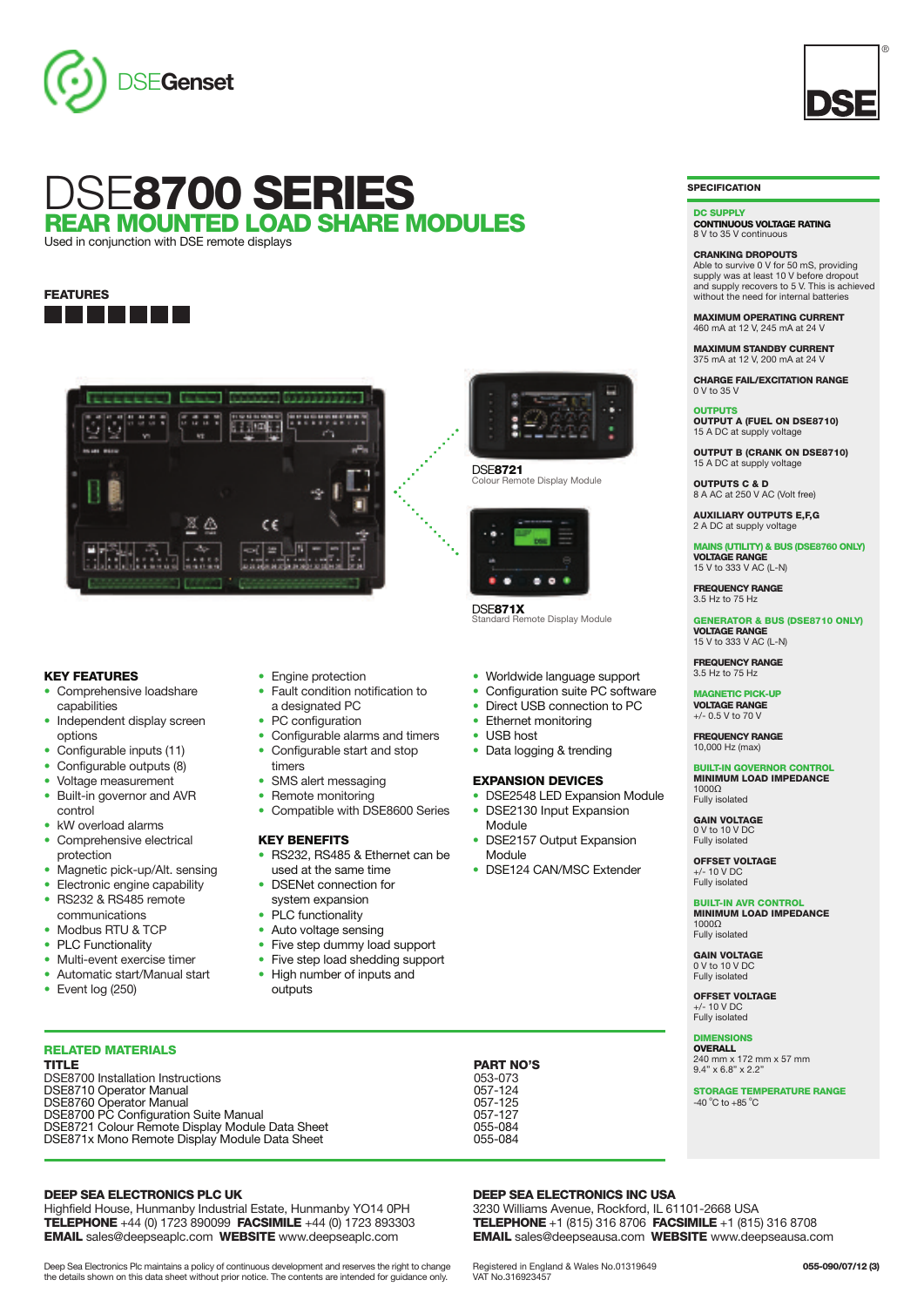DSEGenset

DSE

# DSE8700 SERIES

## REAR MOUNTED LOAD SHARE MODULES

Used in conjunction with DSE remote displays

### FEATURES

DSE8721
Colour Remote Display Module

DSE871X
Standard Remote Display Module

### KEY FEATURES

- Comprehensive loadshare capabilities
- Independent display screen options
- Configurable inputs (11)
- Configurable outputs (8)
- Voltage measurement
- Built-in governor and AVR control
- kW overload alarms
- Comprehensive electrical protection
- Magnetic pick-up/Alt. sensing
- Electronic engine capability
- RS232 & RS485 remote communications
- Modbus RTU & TCP
- PLC Functionality
- Multi-event exercise timer
- Automatic start/Manual start
- Event log (250)
- Engine protection
- Fault condition notification to a designated PC
- PC configuration
- Configurable alarms and timers
- Configurable start and stop timers
- SMS alert messaging
- Remote monitoring
- Compatible with DSE8600 Series
- Worldwide language support
- Configuration suite PC software
- Direct USB connection to PC
- Ethernet monitoring
- USB host
- Data logging & trending

### KEY BENEFITS

- RS232, RS485 & Ethernet can be used at the same time
- DSENet connection for system expansion
- PLC functionality
- Auto voltage sensing
- Five step dummy load support
- Five step load shedding support
- High number of inputs and outputs

### EXPANSION DEVICES

- DSE2548 LED Expansion Module
- DSE2130 Input Expansion Module
- DSE2157 Output Expansion Module
- DSE124 CAN/MSC Extender

### RELATED MATERIALS

| TITLE | PART NO'S |
| --- | --- |
| DSE8700 Installation Instructions | 053-073 |
| DSE8710 Operator Manual | 057-124 |
| DSE8760 Operator Manual | 057-125 |
| DSE8700 PC Configuration Suite Manual | 057-127 |
| DSE8721 Colour Remote Display Module Data Sheet | 055-084 |
| DSE871x Mono Remote Display Module Data Sheet | 055-084 |

### SPECIFICATION

**DC SUPPLY**

**CONTINUOUS VOLTAGE RATING**
8 V to 35 V continuous

**CRANKING DROPOUTS**
Able to survive 0 V for 50 mS, providing supply was at least 10 V before dropout and supply recovers to 5 V. This is achieved without the need for internal batteries

**MAXIMUM OPERATING CURRENT**
460 mA at 12 V, 245 mA at 24 V

**MAXIMUM STANDBY CURRENT**
375 mA at 12 V, 200 mA at 24 V

**CHARGE FAIL/EXCITATION RANGE**
0 V to 35 V

**OUTPUTS**

**OUTPUT A (FUEL ON DSE8710)**
15 A DC at supply voltage

**OUTPUT B (CRANK ON DSE8710)**
15 A DC at supply voltage

**OUTPUTS C & D**
8 A AC at 250 V AC (Volt free)

**AUXILIARY OUTPUTS E,F,G**
2 A DC at supply voltage

**MAINS (UTILITY) & BUS (DSE8760 ONLY)**

**VOLTAGE RANGE**
15 V to 333 V AC (L-N)

**FREQUENCY RANGE**
3.5 Hz to 75 Hz

**GENERATOR & BUS (DSE8710 ONLY)**

**VOLTAGE RANGE**
15 V to 333 V AC (L-N)

**FREQUENCY RANGE**
3.5 Hz to 75 Hz

**MAGNETIC PICK-UP**

**VOLTAGE RANGE**
+/- 0.5 V to 70 V

**FREQUENCY RANGE**
10,000 Hz (max)

**BUILT-IN GOVERNOR CONTROL**

**MINIMUM LOAD IMPEDANCE**
1000Ω
Fully isolated

**GAIN VOLTAGE**
0 V to 10 V DC
Fully isolated

**OFFSET VOLTAGE**
+/- 10 V DC
Fully isolated

**BUILT-IN AVR CONTROL**

**MINIMUM LOAD IMPEDANCE**
1000Ω
Fully isolated

**GAIN VOLTAGE**
0 V to 10 V DC
Fully isolated

**OFFSET VOLTAGE**
+/- 10 V DC
Fully isolated

**DIMENSIONS**

**OVERALL**
240 mm x 172 mm x 57 mm
9.4" x 6.8" x 2.2"

**STORAGE TEMPERATURE RANGE**
-40 °C to +85 °C

**DEEP SEA ELECTRONICS PLC UK**
Highfield House, Hunmanby Industrial Estate, Hunmanby YO14 0PH
**TELEPHONE** +44 (0) 1723 890099 **FACSIMILE** +44 (0) 1723 893303
**EMAIL** sales@deepseaplc.com **WEBSITE** www.deepseaplc.com

**DEEP SEA ELECTRONICS INC USA**
3230 Williams Avenue, Rockford, IL 61101-2668 USA
**TELEPHONE** +1 (815) 316 8706 **FACSIMILE** +1 (815) 316 8708
**EMAIL** sales@deepseausa.com **WEBSITE** www.deepseausa.com

Deep Sea Electronics Plc maintains a policy of continuous development and reserves the right to change the details shown on this data sheet without prior notice. The contents are intended for guidance only.

Registered in England & Wales No.01319649
VAT No.316923457

**055-090/07/12 (3)**